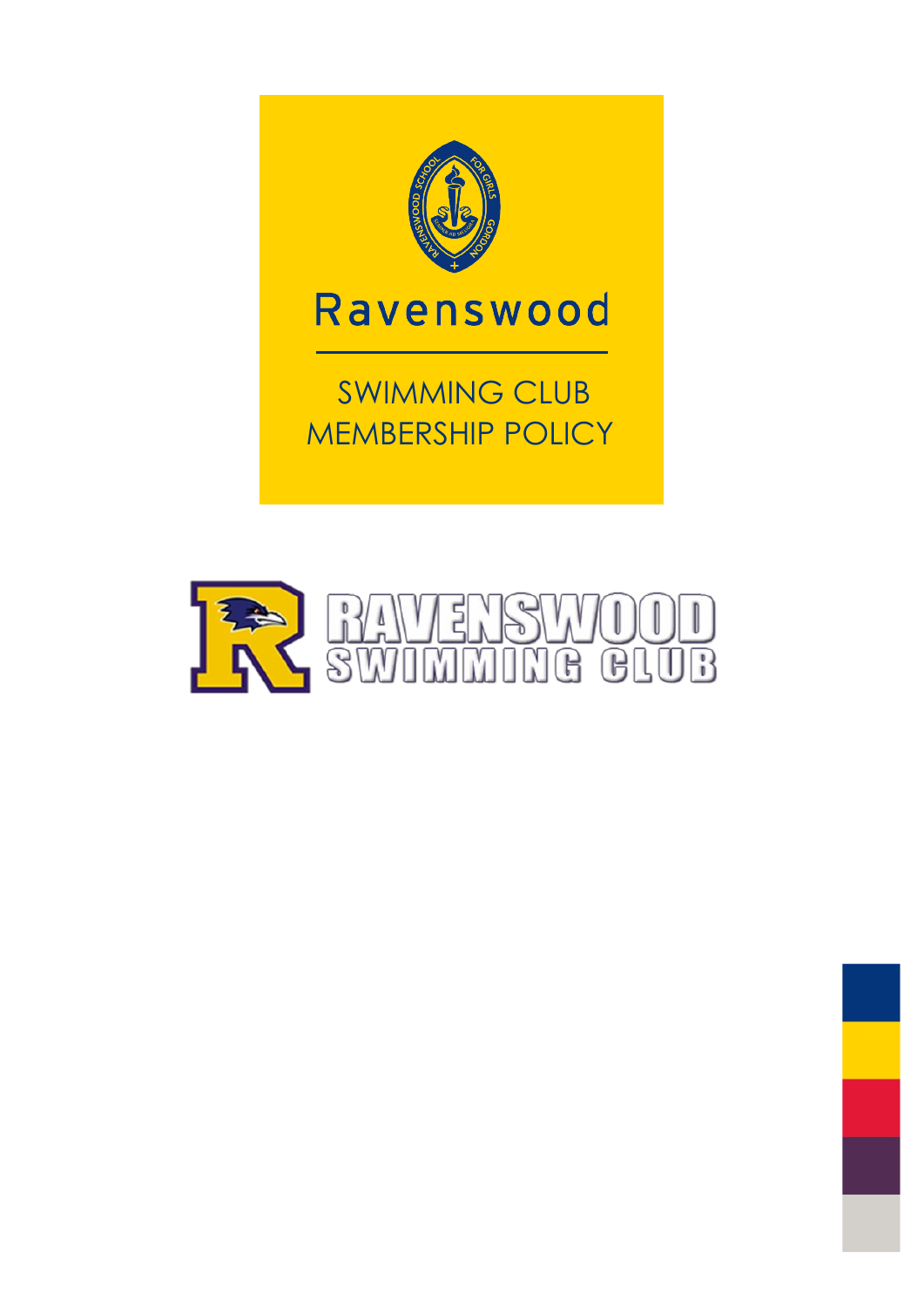Ravenswood

# SWIMMING CLUB MEMBERSHIP POLICY

RAVENSWOOD SWIMMING CLUB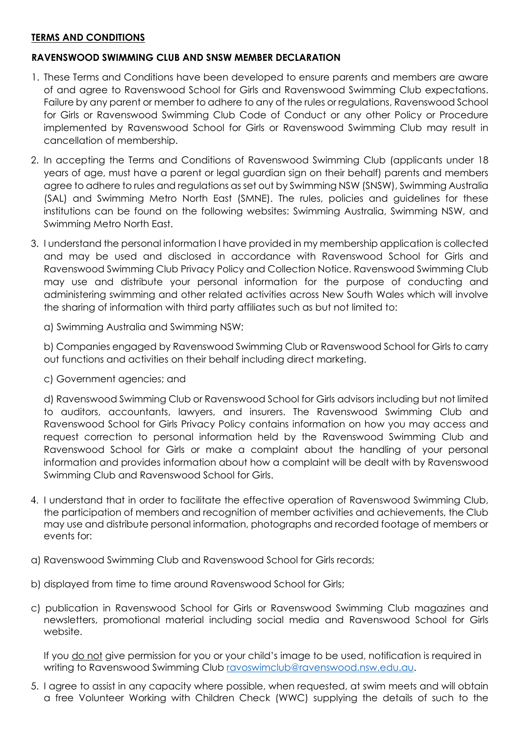**TERMS AND CONDITIONS**

**RAVENSWOOD SWIMMING CLUB AND SNSW MEMBER DECLARATION**

1. These Terms and Conditions have been developed to ensure parents and members are aware of and agree to Ravenswood School for Girls and Ravenswood Swimming Club expectations. Failure by any parent or member to adhere to any of the rules or regulations, Ravenswood School for Girls or Ravenswood Swimming Club Code of Conduct or any other Policy or Procedure implemented by Ravenswood School for Girls or Ravenswood Swimming Club may result in cancellation of membership.

2. In accepting the Terms and Conditions of Ravenswood Swimming Club (applicants under 18 years of age, must have a parent or legal guardian sign on their behalf) parents and members agree to adhere to rules and regulations as set out by Swimming NSW (SNSW), Swimming Australia (SAL) and Swimming Metro North East (SMNE). The rules, policies and guidelines for these institutions can be found on the following websites: Swimming Australia, Swimming NSW, and Swimming Metro North East.

3. I understand the personal information I have provided in my membership application is collected and may be used and disclosed in accordance with Ravenswood School for Girls and Ravenswood Swimming Club Privacy Policy and Collection Notice. Ravenswood Swimming Club may use and distribute your personal information for the purpose of conducting and administering swimming and other related activities across New South Wales which will involve the sharing of information with third party affiliates such as but not limited to:

   a) Swimming Australia and Swimming NSW;

   b) Companies engaged by Ravenswood Swimming Club or Ravenswood School for Girls to carry out functions and activities on their behalf including direct marketing.

   c) Government agencies; and

   d) Ravenswood Swimming Club or Ravenswood School for Girls advisors including but not limited to auditors, accountants, lawyers, and insurers. The Ravenswood Swimming Club and Ravenswood School for Girls Privacy Policy contains information on how you may access and request correction to personal information held by the Ravenswood Swimming Club and Ravenswood School for Girls or make a complaint about the handling of your personal information and provides information about how a complaint will be dealt with by Ravenswood Swimming Club and Ravenswood School for Girls.

4. I understand that in order to facilitate the effective operation of Ravenswood Swimming Club, the participation of members and recognition of member activities and achievements, the Club may use and distribute personal information, photographs and recorded footage of members or events for:

a) Ravenswood Swimming Club and Ravenswood School for Girls records;

b) displayed from time to time around Ravenswood School for Girls;

c) publication in Ravenswood School for Girls or Ravenswood Swimming Club magazines and newsletters, promotional material including social media and Ravenswood School for Girls website.

   If you do not give permission for you or your child's image to be used, notification is required in writing to Ravenswood Swimming Club [ravoswimclub@ravenswood.nsw.edu.au](mailto:ravoswimclub@ravenswood.nsw.edu.au).

5. I agree to assist in any capacity where possible, when requested, at swim meets and will obtain a free Volunteer Working with Children Check (WWC) supplying the details of such to the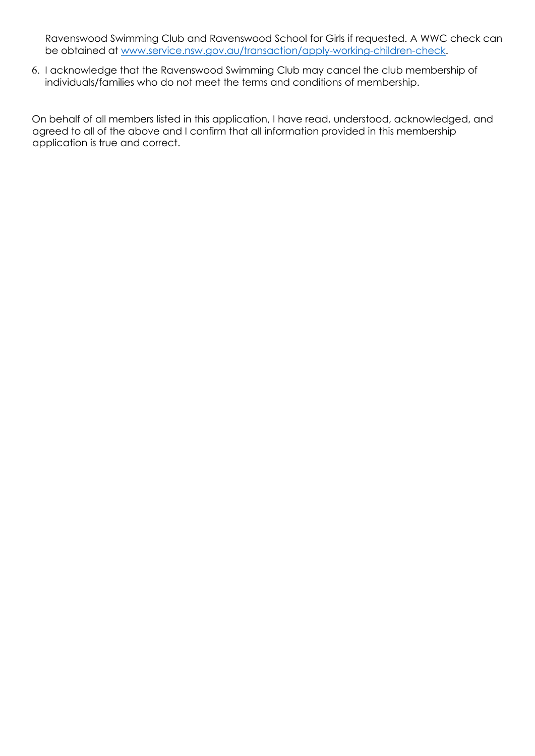Ravenswood Swimming Club and Ravenswood School for Girls if requested. A WWC check can be obtained at [www.service.nsw.gov.au/transaction/apply-working-children-check](http://www.service.nsw.gov.au/transaction/apply-working-children-check).

6. I acknowledge that the Ravenswood Swimming Club may cancel the club membership of individuals/families who do not meet the terms and conditions of membership.

On behalf of all members listed in this application, I have read, understood, acknowledged, and agreed to all of the above and I confirm that all information provided in this membership application is true and correct.